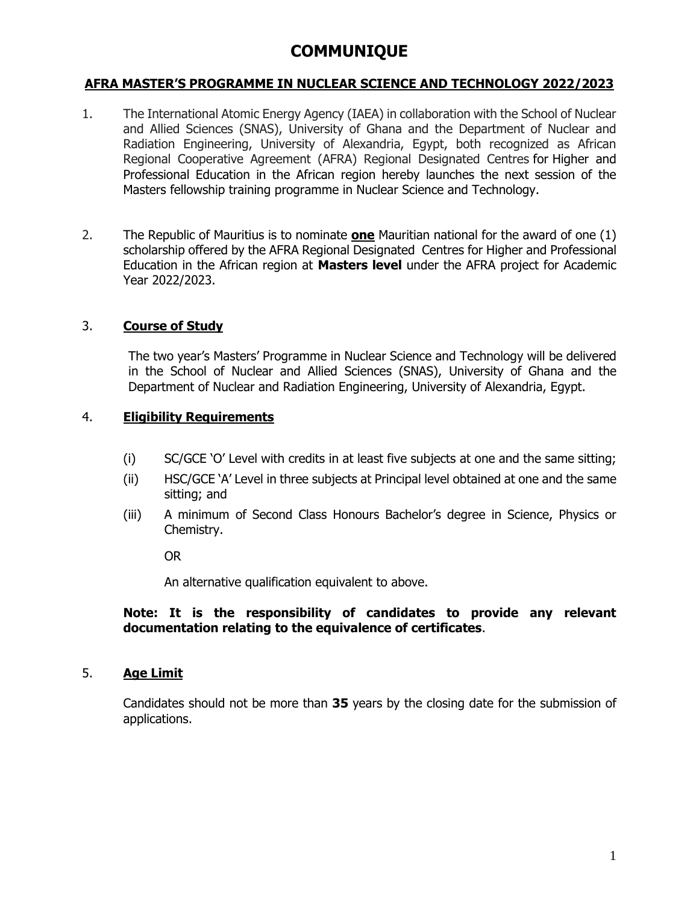# COMMUNIQUE

## AFRA MASTER'S PROGRAMME IN NUCLEAR SCIENCE AND TECHNOLOGY 2022/2023

1. The International Atomic Energy Agency (IAEA) in collaboration with the School of Nuclear and Allied Sciences (SNAS), University of Ghana and the Department of Nuclear and Radiation Engineering, University of Alexandria, Egypt, both recognized as African Regional Cooperative Agreement (AFRA) Regional Designated Centres for Higher and Professional Education in the African region hereby launches the next session of the Masters fellowship training programme in Nuclear Science and Technology.

2. The Republic of Mauritius is to nominate **one** Mauritian national for the award of one (1) scholarship offered by the AFRA Regional Designated Centres for Higher and Professional Education in the African region at **Masters level** under the AFRA project for Academic Year 2022/2023.

3. **Course of Study**

   The two year's Masters' Programme in Nuclear Science and Technology will be delivered in the School of Nuclear and Allied Sciences (SNAS), University of Ghana and the Department of Nuclear and Radiation Engineering, University of Alexandria, Egypt.

4. **Eligibility Requirements**

   (i) SC/GCE 'O' Level with credits in at least five subjects at one and the same sitting;

   (ii) HSC/GCE 'A' Level in three subjects at Principal level obtained at one and the same sitting; and

   (iii) A minimum of Second Class Honours Bachelor's degree in Science, Physics or Chemistry.

   OR

   An alternative qualification equivalent to above.

   **Note: It is the responsibility of candidates to provide any relevant documentation relating to the equivalence of certificates**.

5. **Age Limit**

   Candidates should not be more than **35** years by the closing date for the submission of applications.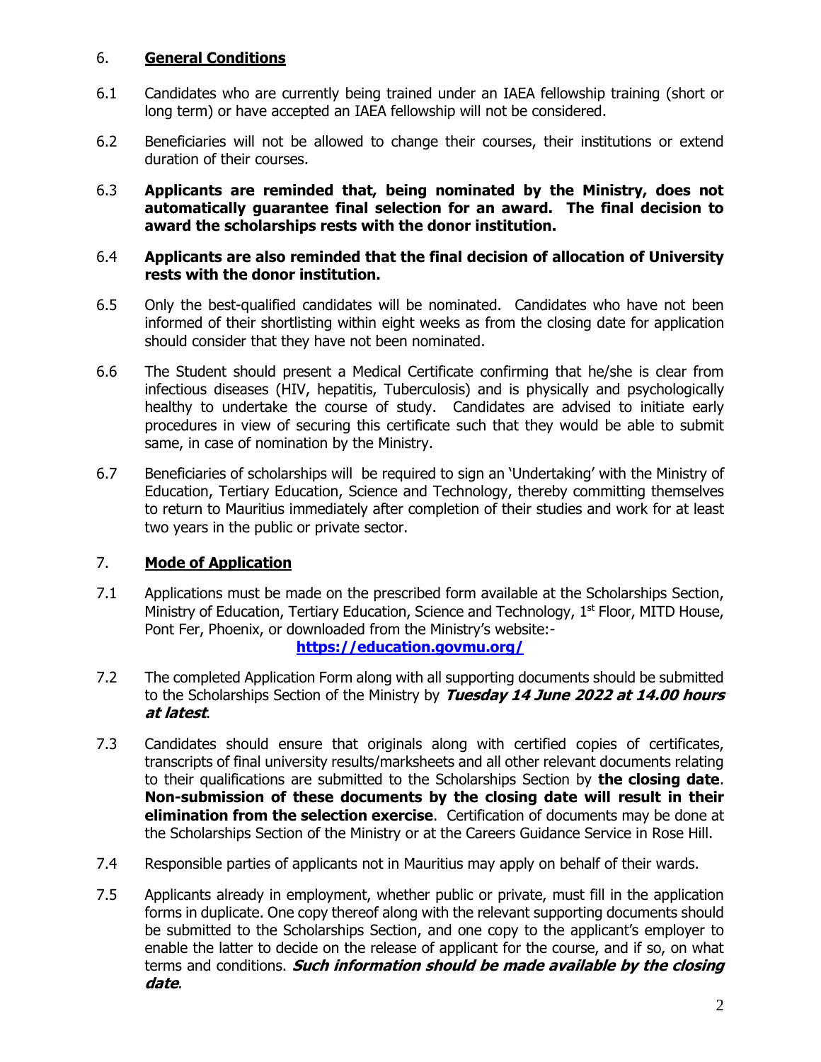## 6. General Conditions

6.1 Candidates who are currently being trained under an IAEA fellowship training (short or long term) or have accepted an IAEA fellowship will not be considered.

6.2 Beneficiaries will not be allowed to change their courses, their institutions or extend duration of their courses.

6.3 **Applicants are reminded that, being nominated by the Ministry, does not automatically guarantee final selection for an award. The final decision to award the scholarships rests with the donor institution.**

6.4 **Applicants are also reminded that the final decision of allocation of University rests with the donor institution.**

6.5 Only the best-qualified candidates will be nominated. Candidates who have not been informed of their shortlisting within eight weeks as from the closing date for application should consider that they have not been nominated.

6.6 The Student should present a Medical Certificate confirming that he/she is clear from infectious diseases (HIV, hepatitis, Tuberculosis) and is physically and psychologically healthy to undertake the course of study. Candidates are advised to initiate early procedures in view of securing this certificate such that they would be able to submit same, in case of nomination by the Ministry.

6.7 Beneficiaries of scholarships will be required to sign an 'Undertaking' with the Ministry of Education, Tertiary Education, Science and Technology, thereby committing themselves to return to Mauritius immediately after completion of their studies and work for at least two years in the public or private sector.

## 7. Mode of Application

7.1 Applications must be made on the prescribed form available at the Scholarships Section, Ministry of Education, Tertiary Education, Science and Technology, 1st Floor, MITD House, Pont Fer, Phoenix, or downloaded from the Ministry's website:-
**https://education.govmu.org/**

7.2 The completed Application Form along with all supporting documents should be submitted to the Scholarships Section of the Ministry by ***Tuesday 14 June 2022 at 14.00 hours at latest***.

7.3 Candidates should ensure that originals along with certified copies of certificates, transcripts of final university results/marksheets and all other relevant documents relating to their qualifications are submitted to the Scholarships Section by **the closing date**. **Non-submission of these documents by the closing date will result in their elimination from the selection exercise**. Certification of documents may be done at the Scholarships Section of the Ministry or at the Careers Guidance Service in Rose Hill.

7.4 Responsible parties of applicants not in Mauritius may apply on behalf of their wards.

7.5 Applicants already in employment, whether public or private, must fill in the application forms in duplicate. One copy thereof along with the relevant supporting documents should be submitted to the Scholarships Section, and one copy to the applicant's employer to enable the latter to decide on the release of applicant for the course, and if so, on what terms and conditions. ***Such information should be made available by the closing date***.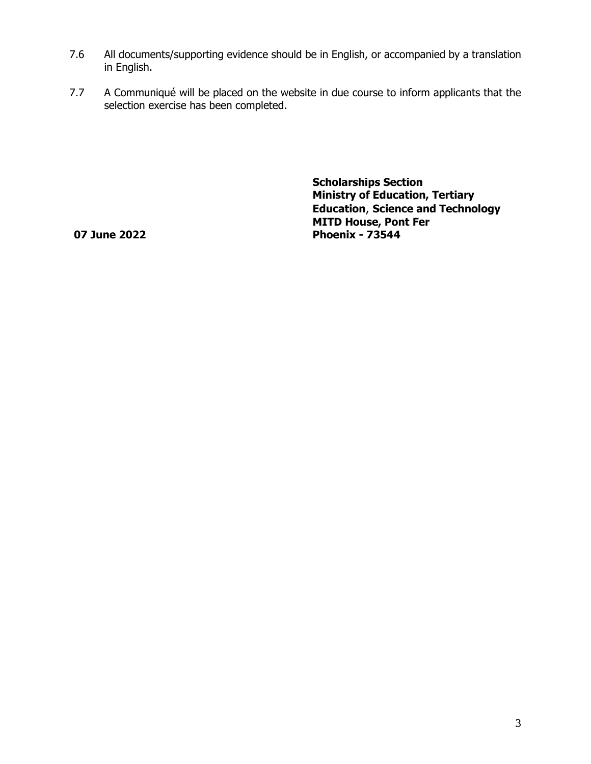7.6 All documents/supporting evidence should be in English, or accompanied by a translation in English.

7.7 A Communiqué will be placed on the website in due course to inform applicants that the selection exercise has been completed.

**Scholarships Section**
**Ministry of Education, Tertiary Education, Science and Technology**
**MITD House, Pont Fer**
**Phoenix - 73544**

**07 June 2022**